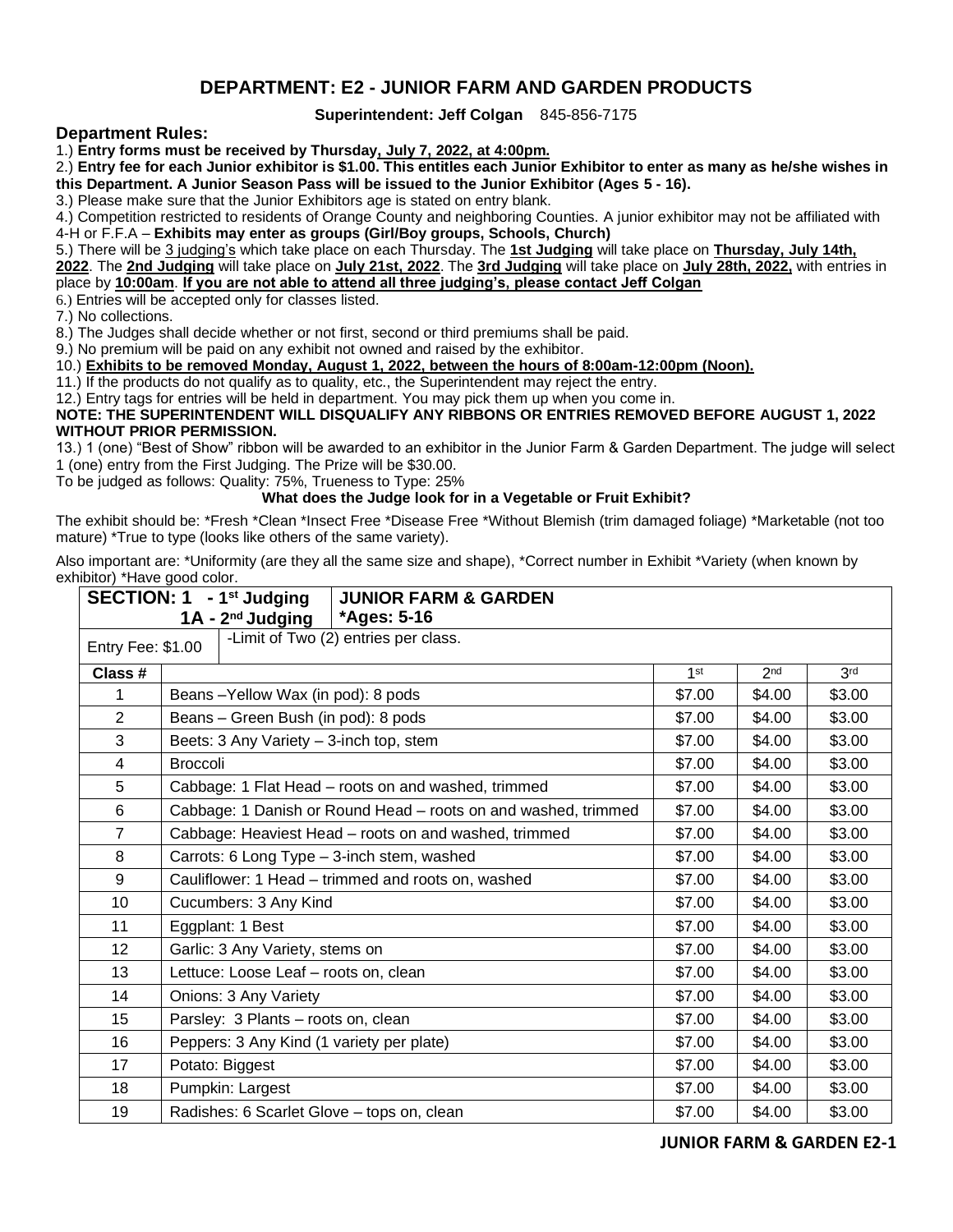# DEPARTMENT: E2 - JUNIOR FARM AND GARDEN PRODUCTS

**Superintendent: Jeff Colgan** 845-856-7175

## Department Rules:

1.) **Entry forms must be received by Thursday, July 7, 2022, at 4:00pm.**

2.) **Entry fee for each Junior exhibitor is $1.00. This entitles each Junior Exhibitor to enter as many as he/she wishes in this Department. A Junior Season Pass will be issued to the Junior Exhibitor (Ages 5 - 16).**

3.) Please make sure that the Junior Exhibitors age is stated on entry blank.

4.) Competition restricted to residents of Orange County and neighboring Counties. A junior exhibitor may not be affiliated with 4-H or F.F.A – **Exhibits may enter as groups (Girl/Boy groups, Schools, Church)**

5.) There will be 3 judging's which take place on each Thursday. The **1st Judging** will take place on **Thursday, July 14th, 2022**. The **2nd Judging** will take place on **July 21st, 2022**. The **3rd Judging** will take place on **July 28th, 2022,** with entries in place by **10:00am**. **If you are not able to attend all three judging's, please contact Jeff Colgan**

6.) Entries will be accepted only for classes listed.

7.) No collections.

8.) The Judges shall decide whether or not first, second or third premiums shall be paid.

9.) No premium will be paid on any exhibit not owned and raised by the exhibitor.

10.) **Exhibits to be removed Monday, August 1, 2022, between the hours of 8:00am-12:00pm (Noon).**

11.) If the products do not qualify as to quality, etc., the Superintendent may reject the entry.

12.) Entry tags for entries will be held in department. You may pick them up when you come in.

**NOTE: THE SUPERINTENDENT WILL DISQUALIFY ANY RIBBONS OR ENTRIES REMOVED BEFORE AUGUST 1, 2022 WITHOUT PRIOR PERMISSION.**

13.) 1 (one) "Best of Show" ribbon will be awarded to an exhibitor in the Junior Farm & Garden Department. The judge will select 1 (one) entry from the First Judging. The Prize will be $30.00.

To be judged as follows: Quality: 75%, Trueness to Type: 25%

**What does the Judge look for in a Vegetable or Fruit Exhibit?**

The exhibit should be: *Fresh *Clean *Insect Free *Disease Free *Without Blemish (trim damaged foliage) *Marketable (not too mature) *True to type (looks like others of the same variety).

Also important are: *Uniformity (are they all the same size and shape), *Correct number in Exhibit *Variety (when known by exhibitor) *Have good color.

| **SECTION: 1 - 1st Judging<br>1A - 2nd Judging** | **JUNIOR FARM & GARDEN<br>*Ages: 5-16** | | | |
|---|---|---|---|---|
| Entry Fee: $1.00 | -Limit of Two (2) entries per class. | | | |
| **Class #** | | 1st | 2nd | 3rd |
| 1 | Beans –Yellow Wax (in pod): 8 pods | $7.00 | $4.00 | $3.00 |
| 2 | Beans – Green Bush (in pod): 8 pods | $7.00 | $4.00 | $3.00 |
| 3 | Beets: 3 Any Variety – 3-inch top, stem | $7.00 | $4.00 | $3.00 |
| 4 | Broccoli | $7.00 | $4.00 | $3.00 |
| 5 | Cabbage: 1 Flat Head – roots on and washed, trimmed | $7.00 | $4.00 | $3.00 |
| 6 | Cabbage: 1 Danish or Round Head – roots on and washed, trimmed | $7.00 | $4.00 | $3.00 |
| 7 | Cabbage: Heaviest Head – roots on and washed, trimmed | $7.00 | $4.00 | $3.00 |
| 8 | Carrots: 6 Long Type – 3-inch stem, washed | $7.00 | $4.00 | $3.00 |
| 9 | Cauliflower: 1 Head – trimmed and roots on, washed | $7.00 | $4.00 | $3.00 |
| 10 | Cucumbers: 3 Any Kind | $7.00 | $4.00 | $3.00 |
| 11 | Eggplant: 1 Best | $7.00 | $4.00 | $3.00 |
| 12 | Garlic: 3 Any Variety, stems on | $7.00 | $4.00 | $3.00 |
| 13 | Lettuce: Loose Leaf – roots on, clean | $7.00 | $4.00 | $3.00 |
| 14 | Onions: 3 Any Variety | $7.00 | $4.00 | $3.00 |
| 15 | Parsley: 3 Plants – roots on, clean | $7.00 | $4.00 | $3.00 |
| 16 | Peppers: 3 Any Kind (1 variety per plate) | $7.00 | $4.00 | $3.00 |
| 17 | Potato: Biggest | $7.00 | $4.00 | $3.00 |
| 18 | Pumpkin: Largest | $7.00 | $4.00 | $3.00 |
| 19 | Radishes: 6 Scarlet Glove – tops on, clean | $7.00 | $4.00 | $3.00 |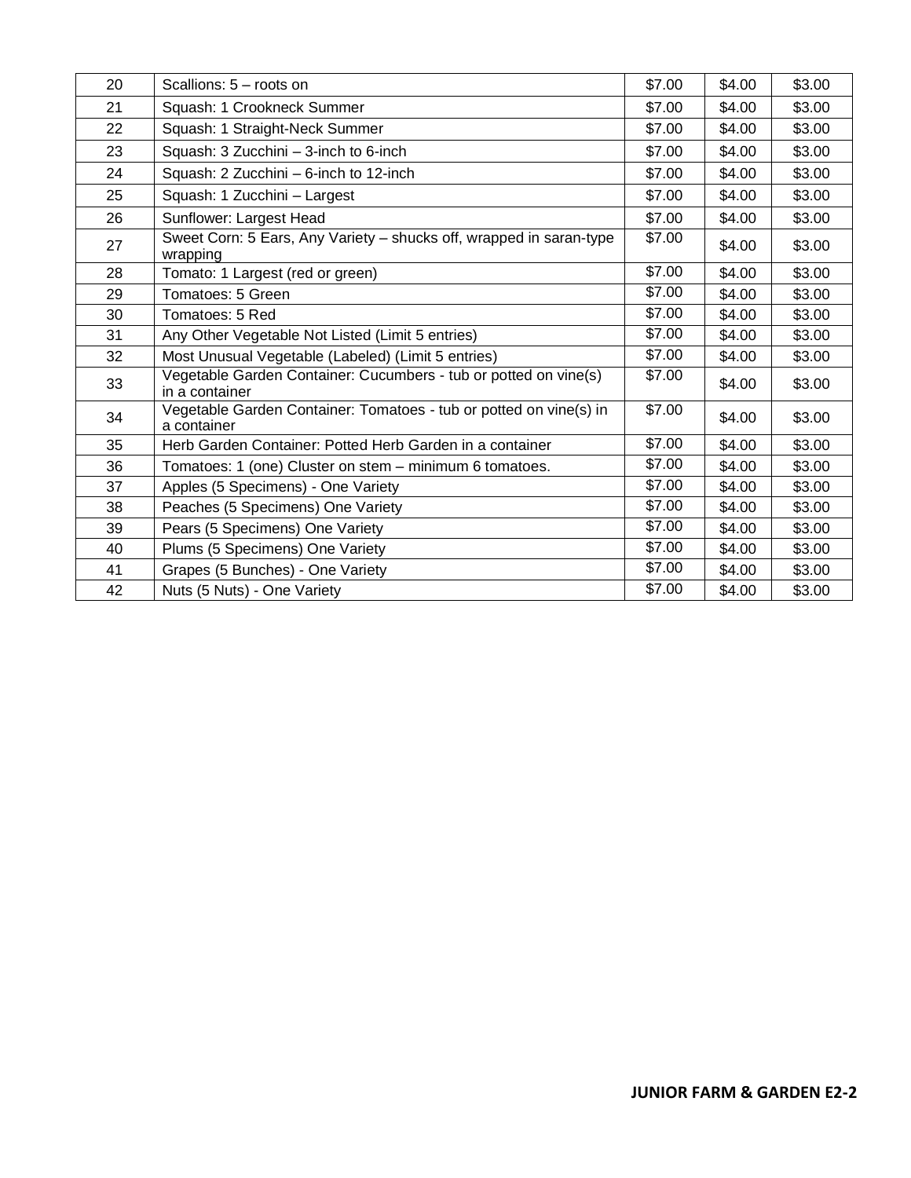| | | | | |
|---|---|---|---|---|
| 20 | Scallions: 5 – roots on | $7.00 | $4.00 | $3.00 |
| 21 | Squash: 1 Crookneck Summer | $7.00 | $4.00 | $3.00 |
| 22 | Squash: 1 Straight-Neck Summer | $7.00 | $4.00 | $3.00 |
| 23 | Squash: 3 Zucchini – 3-inch to 6-inch | $7.00 | $4.00 | $3.00 |
| 24 | Squash: 2 Zucchini – 6-inch to 12-inch | $7.00 | $4.00 | $3.00 |
| 25 | Squash: 1 Zucchini – Largest | $7.00 | $4.00 | $3.00 |
| 26 | Sunflower: Largest Head | $7.00 | $4.00 | $3.00 |
| 27 | Sweet Corn: 5 Ears, Any Variety – shucks off, wrapped in saran-type wrapping | $7.00 | $4.00 | $3.00 |
| 28 | Tomato: 1 Largest (red or green) | $7.00 | $4.00 | $3.00 |
| 29 | Tomatoes: 5 Green | $7.00 | $4.00 | $3.00 |
| 30 | Tomatoes: 5 Red | $7.00 | $4.00 | $3.00 |
| 31 | Any Other Vegetable Not Listed (Limit 5 entries) | $7.00 | $4.00 | $3.00 |
| 32 | Most Unusual Vegetable (Labeled) (Limit 5 entries) | $7.00 | $4.00 | $3.00 |
| 33 | Vegetable Garden Container: Cucumbers - tub or potted on vine(s) in a container | $7.00 | $4.00 | $3.00 |
| 34 | Vegetable Garden Container: Tomatoes - tub or potted on vine(s) in a container | $7.00 | $4.00 | $3.00 |
| 35 | Herb Garden Container: Potted Herb Garden in a container | $7.00 | $4.00 | $3.00 |
| 36 | Tomatoes: 1 (one) Cluster on stem – minimum 6 tomatoes. | $7.00 | $4.00 | $3.00 |
| 37 | Apples (5 Specimens) - One Variety | $7.00 | $4.00 | $3.00 |
| 38 | Peaches (5 Specimens) One Variety | $7.00 | $4.00 | $3.00 |
| 39 | Pears (5 Specimens) One Variety | $7.00 | $4.00 | $3.00 |
| 40 | Plums (5 Specimens) One Variety | $7.00 | $4.00 | $3.00 |
| 41 | Grapes (5 Bunches) - One Variety | $7.00 | $4.00 | $3.00 |
| 42 | Nuts (5 Nuts) - One Variety | $7.00 | $4.00 | $3.00 |